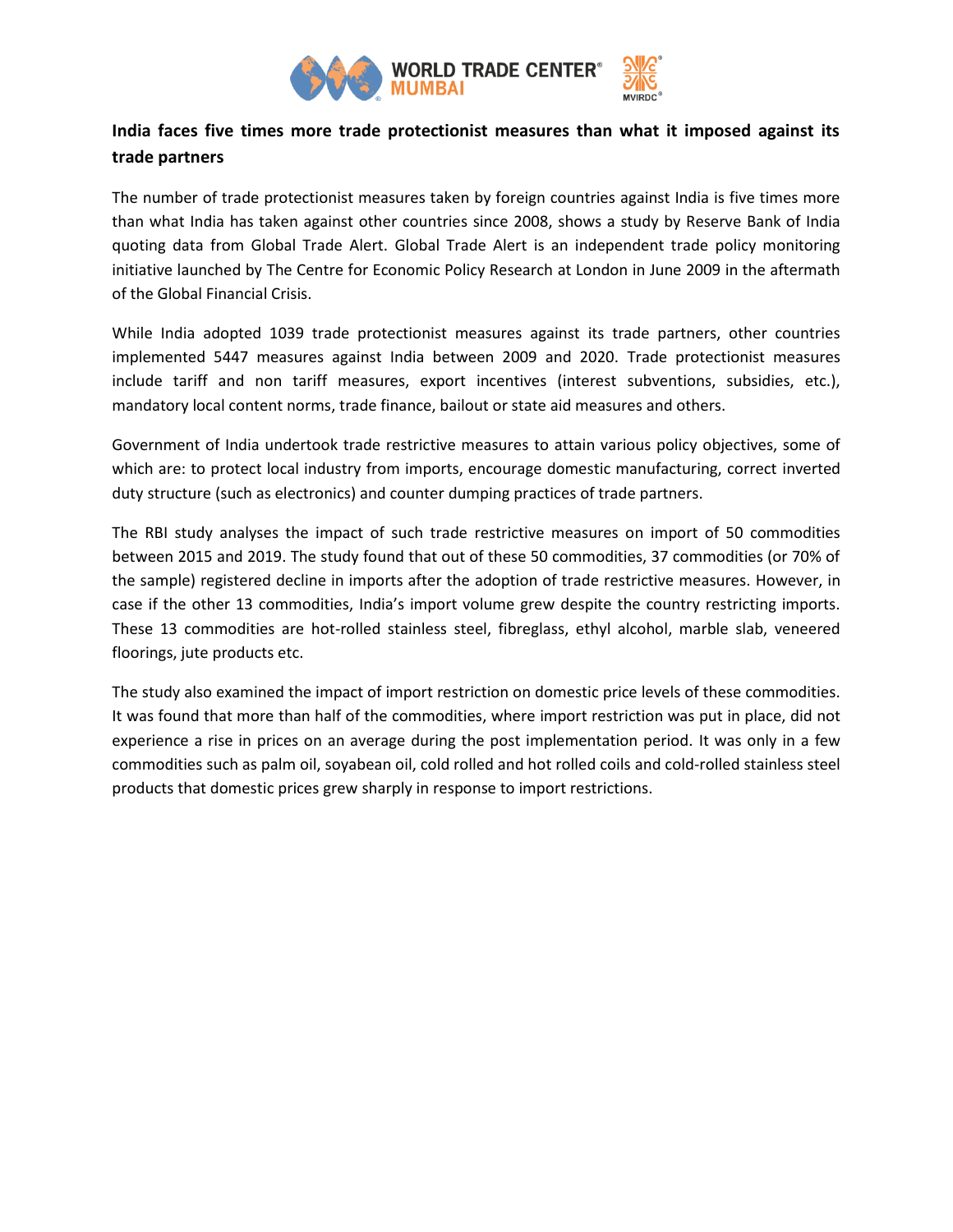# India faces five times more trade protectionist measures than what it imposed against its trade partners

The number of trade protectionist measures taken by foreign countries against India is five times more than what India has taken against other countries since 2008, shows a study by Reserve Bank of India quoting data from Global Trade Alert. Global Trade Alert is an independent trade policy monitoring initiative launched by The Centre for Economic Policy Research at London in June 2009 in the aftermath of the Global Financial Crisis.

While India adopted 1039 trade protectionist measures against its trade partners, other countries implemented 5447 measures against India between 2009 and 2020. Trade protectionist measures include tariff and non tariff measures, export incentives (interest subventions, subsidies, etc.), mandatory local content norms, trade finance, bailout or state aid measures and others.

Government of India undertook trade restrictive measures to attain various policy objectives, some of which are: to protect local industry from imports, encourage domestic manufacturing, correct inverted duty structure (such as electronics) and counter dumping practices of trade partners.

The RBI study analyses the impact of such trade restrictive measures on import of 50 commodities between 2015 and 2019. The study found that out of these 50 commodities, 37 commodities (or 70% of the sample) registered decline in imports after the adoption of trade restrictive measures. However, in case if the other 13 commodities, India's import volume grew despite the country restricting imports. These 13 commodities are hot-rolled stainless steel, fibreglass, ethyl alcohol, marble slab, veneered floorings, jute products etc.

The study also examined the impact of import restriction on domestic price levels of these commodities. It was found that more than half of the commodities, where import restriction was put in place, did not experience a rise in prices on an average during the post implementation period. It was only in a few commodities such as palm oil, soyabean oil, cold rolled and hot rolled coils and cold-rolled stainless steel products that domestic prices grew sharply in response to import restrictions.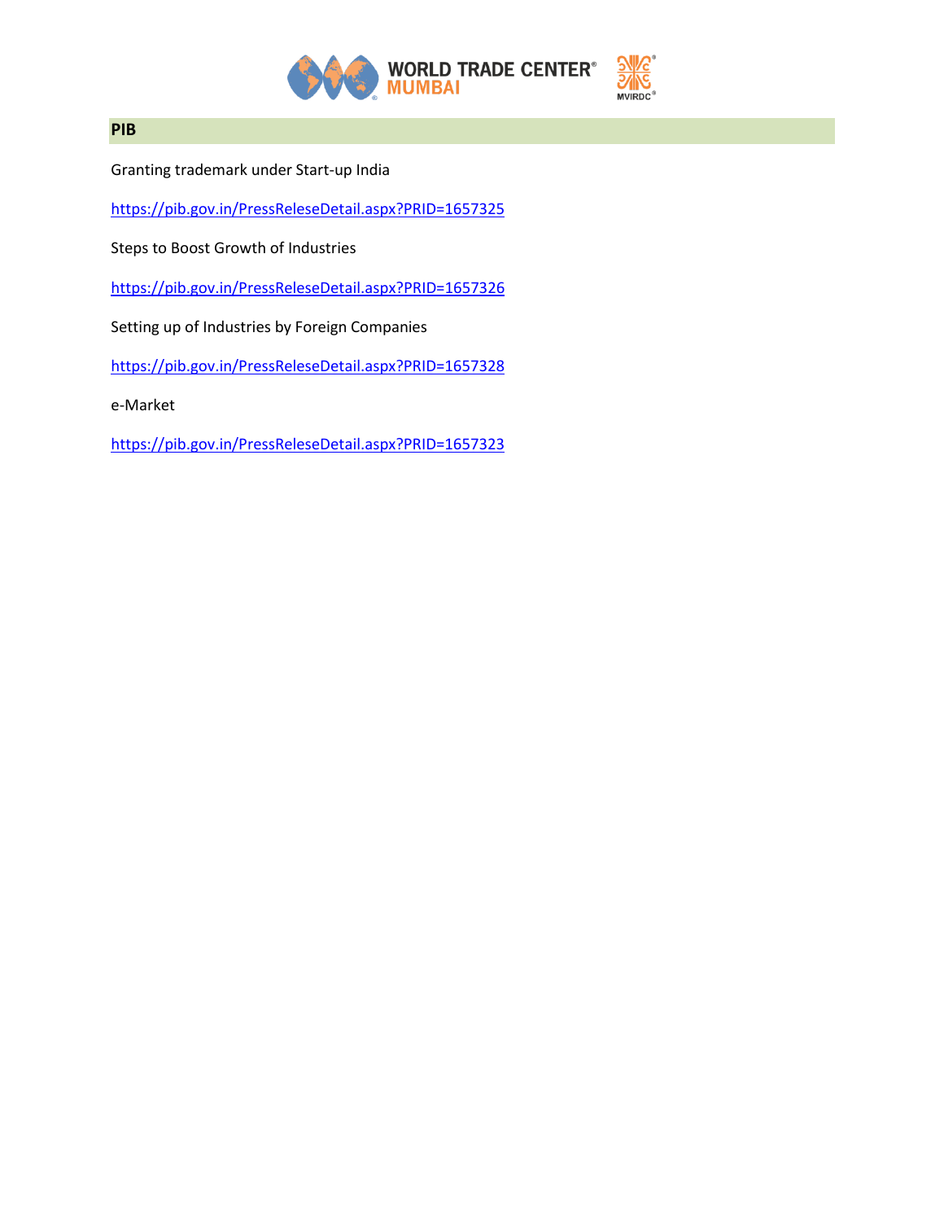## PIB

Granting trademark under Start-up India

https://pib.gov.in/PressReleseDetail.aspx?PRID=1657325

Steps to Boost Growth of Industries

https://pib.gov.in/PressReleseDetail.aspx?PRID=1657326

Setting up of Industries by Foreign Companies

https://pib.gov.in/PressReleseDetail.aspx?PRID=1657328

e-Market

https://pib.gov.in/PressReleseDetail.aspx?PRID=1657323